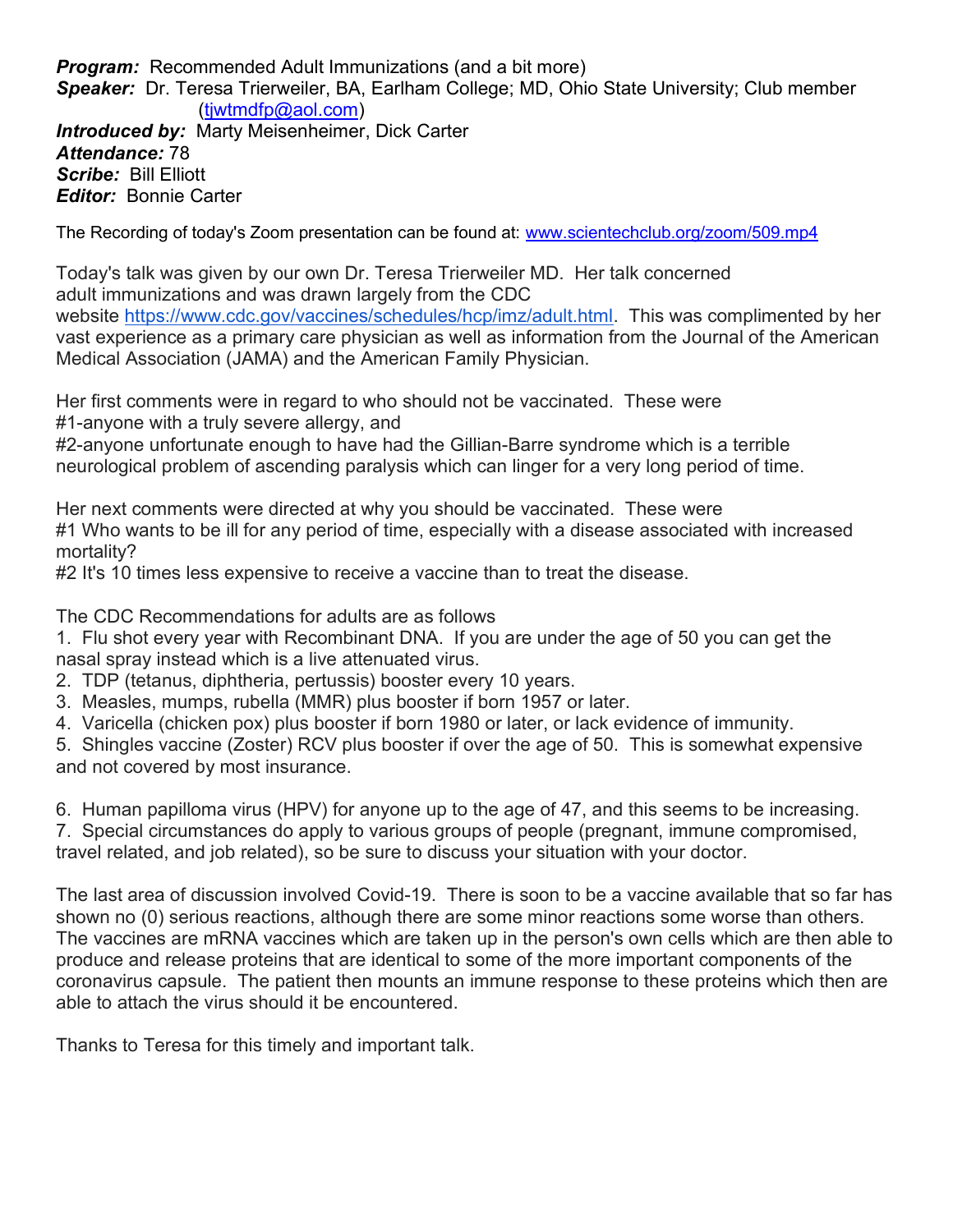***Program:*** Recommended Adult Immunizations (and a bit more)
***Speaker:*** Dr. Teresa Trierweiler, BA, Earlham College; MD, Ohio State University; Club member (tjwtmdfp@aol.com)
***Introduced by:*** Marty Meisenheimer, Dick Carter
***Attendance:*** 78
***Scribe:*** Bill Elliott
***Editor:*** Bonnie Carter

The Recording of today's Zoom presentation can be found at: www.scientechclub.org/zoom/509.mp4

Today's talk was given by our own Dr. Teresa Trierweiler MD. Her talk concerned adult immunizations and was drawn largely from the CDC website https://www.cdc.gov/vaccines/schedules/hcp/imz/adult.html. This was complimented by her vast experience as a primary care physician as well as information from the Journal of the American Medical Association (JAMA) and the American Family Physician.

Her first comments were in regard to who should not be vaccinated. These were
#1-anyone with a truly severe allergy, and
#2-anyone unfortunate enough to have had the Gillian-Barre syndrome which is a terrible neurological problem of ascending paralysis which can linger for a very long period of time.

Her next comments were directed at why you should be vaccinated. These were
#1 Who wants to be ill for any period of time, especially with a disease associated with increased mortality?
#2 It's 10 times less expensive to receive a vaccine than to treat the disease.

The CDC Recommendations for adults are as follows

1. Flu shot every year with Recombinant DNA. If you are under the age of 50 you can get the nasal spray instead which is a live attenuated virus.
2. TDP (tetanus, diphtheria, pertussis) booster every 10 years.
3. Measles, mumps, rubella (MMR) plus booster if born 1957 or later.
4. Varicella (chicken pox) plus booster if born 1980 or later, or lack evidence of immunity.
5. Shingles vaccine (Zoster) RCV plus booster if over the age of 50. This is somewhat expensive and not covered by most insurance.

6. Human papilloma virus (HPV) for anyone up to the age of 47, and this seems to be increasing.
7. Special circumstances do apply to various groups of people (pregnant, immune compromised, travel related, and job related), so be sure to discuss your situation with your doctor.

The last area of discussion involved Covid-19. There is soon to be a vaccine available that so far has shown no (0) serious reactions, although there are some minor reactions some worse than others. The vaccines are mRNA vaccines which are taken up in the person's own cells which are then able to produce and release proteins that are identical to some of the more important components of the coronavirus capsule. The patient then mounts an immune response to these proteins which then are able to attach the virus should it be encountered.

Thanks to Teresa for this timely and important talk.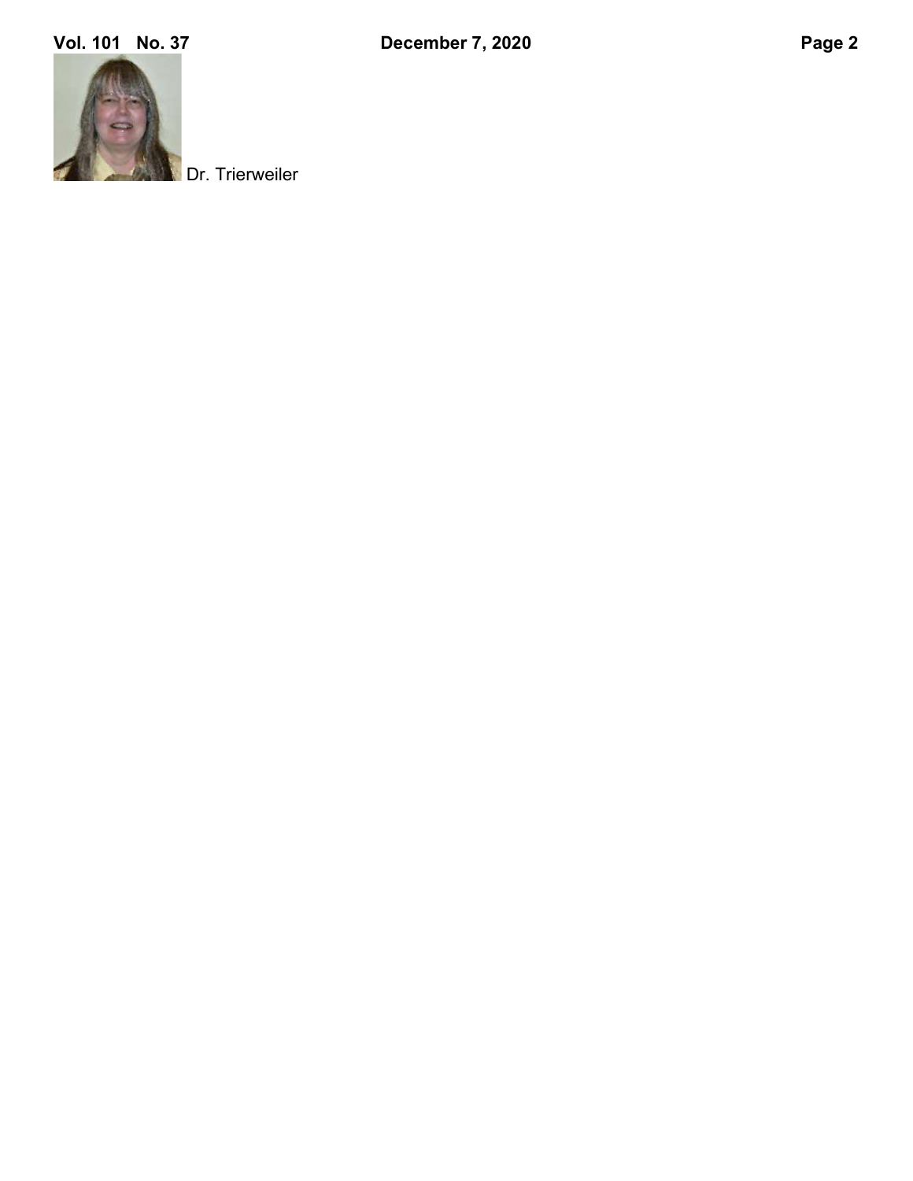Dr. Trierweiler